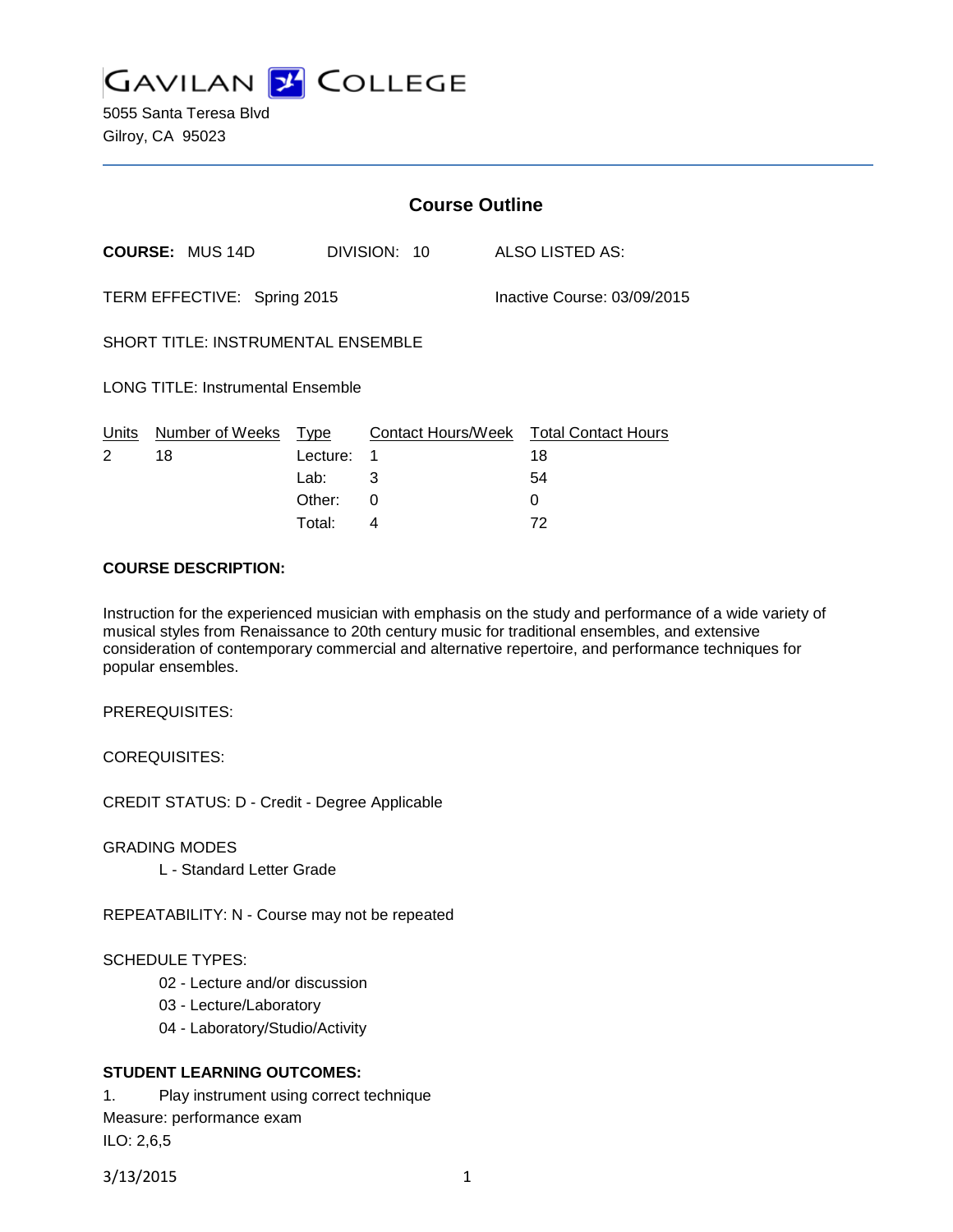# GAVILAN COLLEGE

5055 Santa Teresa Blvd
Gilroy, CA 95023

## Course Outline

**COURSE:** MUS 14D DIVISION: 10 ALSO LISTED AS:

TERM EFFECTIVE: Spring 2015 Inactive Course: 03/09/2015

SHORT TITLE: INSTRUMENTAL ENSEMBLE

LONG TITLE: Instrumental Ensemble

| Units | Number of Weeks | Type | Contact Hours/Week | Total Contact Hours |
|---|---|---|---|---|
| 2 | 18 | Lecture: | 1 | 18 |
| | | Lab: | 3 | 54 |
| | | Other: | 0 | 0 |
| | | Total: | 4 | 72 |

**COURSE DESCRIPTION:**

Instruction for the experienced musician with emphasis on the study and performance of a wide variety of musical styles from Renaissance to 20th century music for traditional ensembles, and extensive consideration of contemporary commercial and alternative repertoire, and performance techniques for popular ensembles.

PREREQUISITES:

COREQUISITES:

CREDIT STATUS: D - Credit - Degree Applicable

GRADING MODES

L - Standard Letter Grade

REPEATABILITY: N - Course may not be repeated

SCHEDULE TYPES:

02 - Lecture and/or discussion

03 - Lecture/Laboratory

04 - Laboratory/Studio/Activity

**STUDENT LEARNING OUTCOMES:**

1. Play instrument using correct technique

Measure: performance exam

ILO: 2,6,5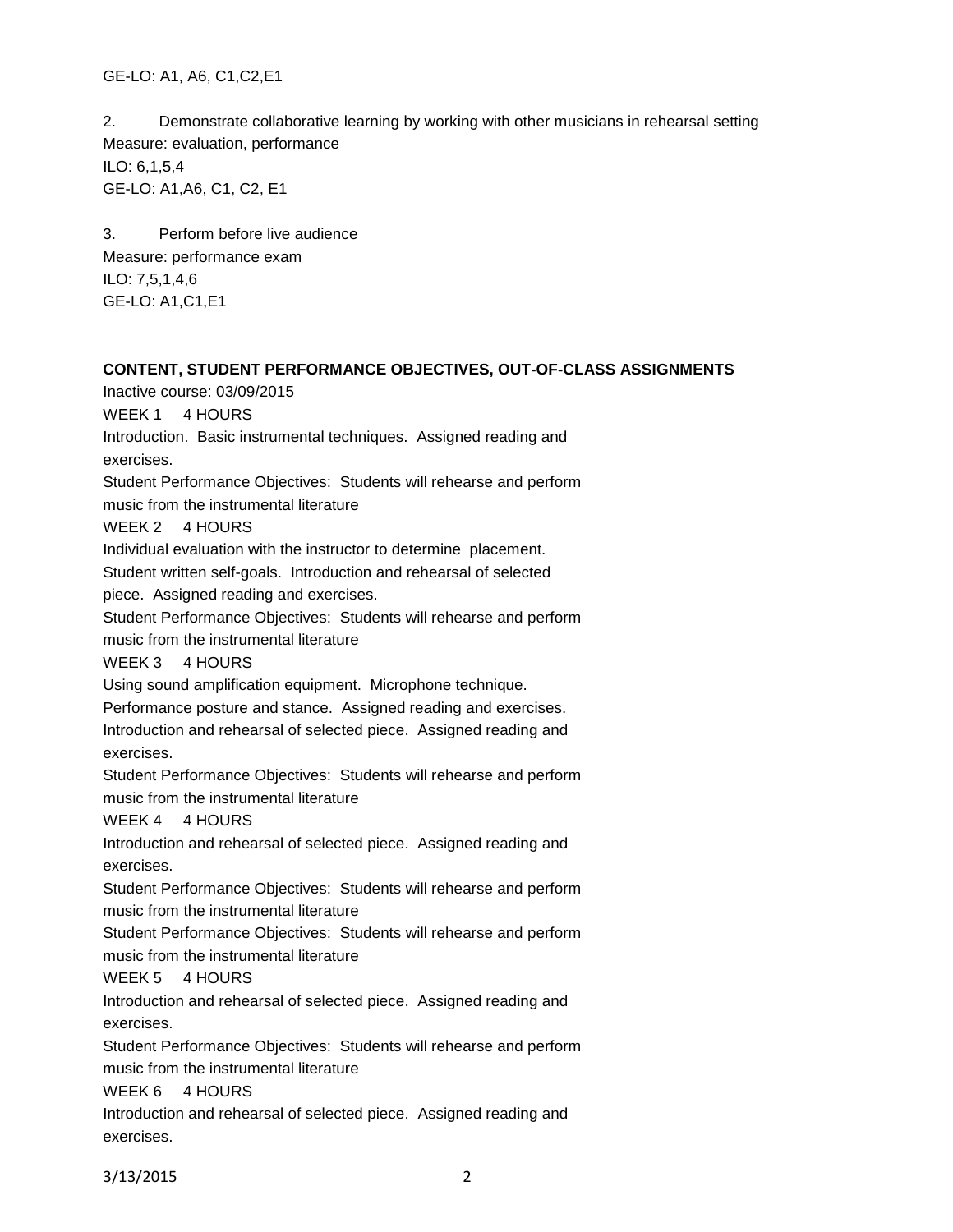GE-LO: A1, A6, C1,C2,E1

2. Demonstrate collaborative learning by working with other musicians in rehearsal setting
Measure: evaluation, performance
ILO: 6,1,5,4
GE-LO: A1,A6, C1, C2, E1

3. Perform before live audience
Measure: performance exam
ILO: 7,5,1,4,6
GE-LO: A1,C1,E1

**CONTENT, STUDENT PERFORMANCE OBJECTIVES, OUT-OF-CLASS ASSIGNMENTS**

Inactive course: 03/09/2015

WEEK 1 4 HOURS
Introduction. Basic instrumental techniques. Assigned reading and exercises.
Student Performance Objectives: Students will rehearse and perform music from the instrumental literature

WEEK 2 4 HOURS
Individual evaluation with the instructor to determine placement. Student written self-goals. Introduction and rehearsal of selected piece. Assigned reading and exercises.
Student Performance Objectives: Students will rehearse and perform music from the instrumental literature

WEEK 3 4 HOURS
Using sound amplification equipment. Microphone technique. Performance posture and stance. Assigned reading and exercises. Introduction and rehearsal of selected piece. Assigned reading and exercises.
Student Performance Objectives: Students will rehearse and perform music from the instrumental literature

WEEK 4 4 HOURS
Introduction and rehearsal of selected piece. Assigned reading and exercises.
Student Performance Objectives: Students will rehearse and perform music from the instrumental literature
Student Performance Objectives: Students will rehearse and perform music from the instrumental literature

WEEK 5 4 HOURS
Introduction and rehearsal of selected piece. Assigned reading and exercises.
Student Performance Objectives: Students will rehearse and perform music from the instrumental literature

WEEK 6 4 HOURS
Introduction and rehearsal of selected piece. Assigned reading and exercises.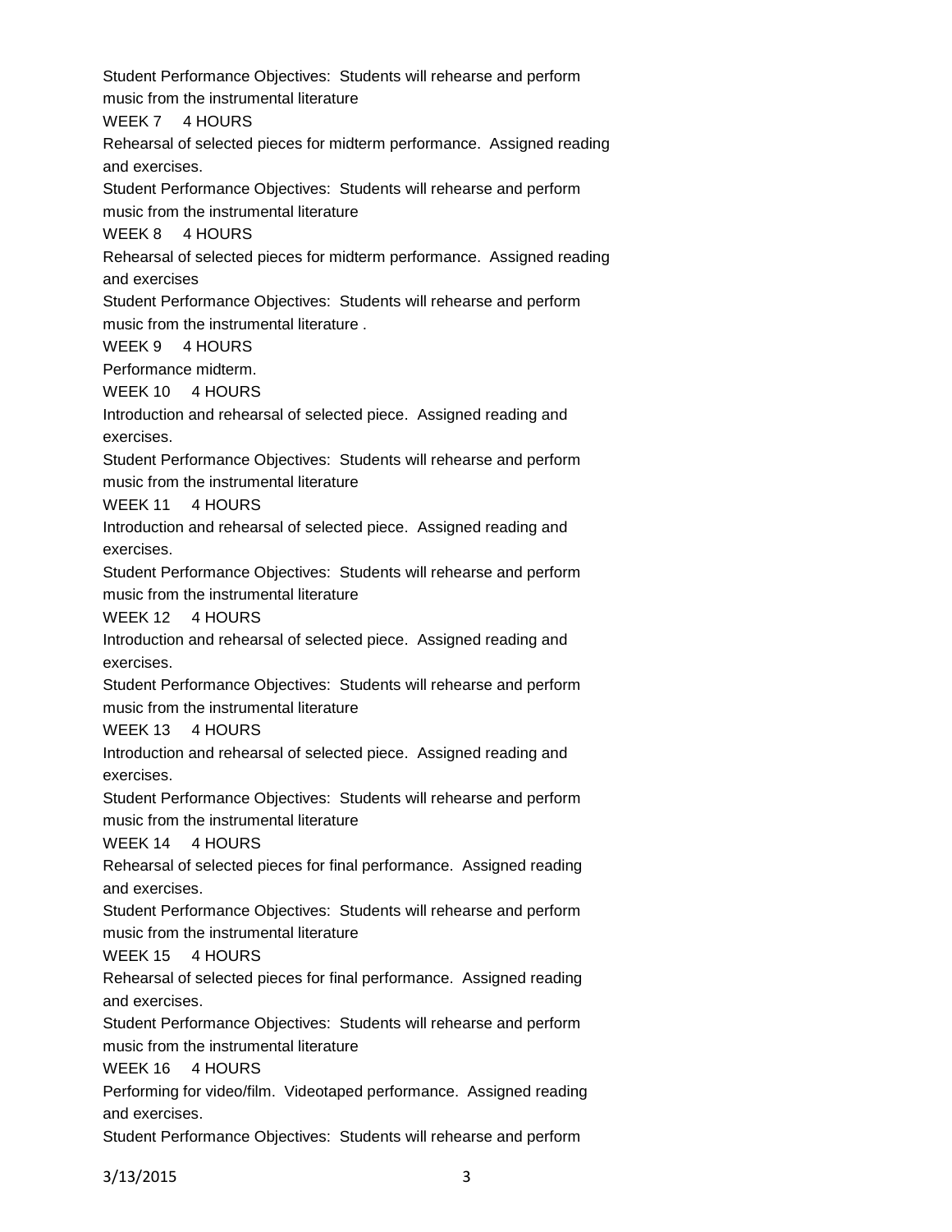Student Performance Objectives: Students will rehearse and perform music from the instrumental literature

WEEK 7 4 HOURS

Rehearsal of selected pieces for midterm performance. Assigned reading and exercises.

Student Performance Objectives: Students will rehearse and perform music from the instrumental literature

WEEK 8 4 HOURS

Rehearsal of selected pieces for midterm performance. Assigned reading and exercises

Student Performance Objectives: Students will rehearse and perform music from the instrumental literature .

WEEK 9 4 HOURS

Performance midterm.

WEEK 10 4 HOURS

Introduction and rehearsal of selected piece. Assigned reading and exercises.

Student Performance Objectives: Students will rehearse and perform music from the instrumental literature

WEEK 11 4 HOURS

Introduction and rehearsal of selected piece. Assigned reading and exercises.

Student Performance Objectives: Students will rehearse and perform music from the instrumental literature

WEEK 12 4 HOURS

Introduction and rehearsal of selected piece. Assigned reading and exercises.

Student Performance Objectives: Students will rehearse and perform music from the instrumental literature

WEEK 13 4 HOURS

Introduction and rehearsal of selected piece. Assigned reading and exercises.

Student Performance Objectives: Students will rehearse and perform music from the instrumental literature

WEEK 14 4 HOURS

Rehearsal of selected pieces for final performance. Assigned reading and exercises.

Student Performance Objectives: Students will rehearse and perform music from the instrumental literature

WEEK 15 4 HOURS

Rehearsal of selected pieces for final performance. Assigned reading and exercises.

Student Performance Objectives: Students will rehearse and perform music from the instrumental literature

WEEK 16 4 HOURS

Performing for video/film. Videotaped performance. Assigned reading and exercises.

Student Performance Objectives: Students will rehearse and perform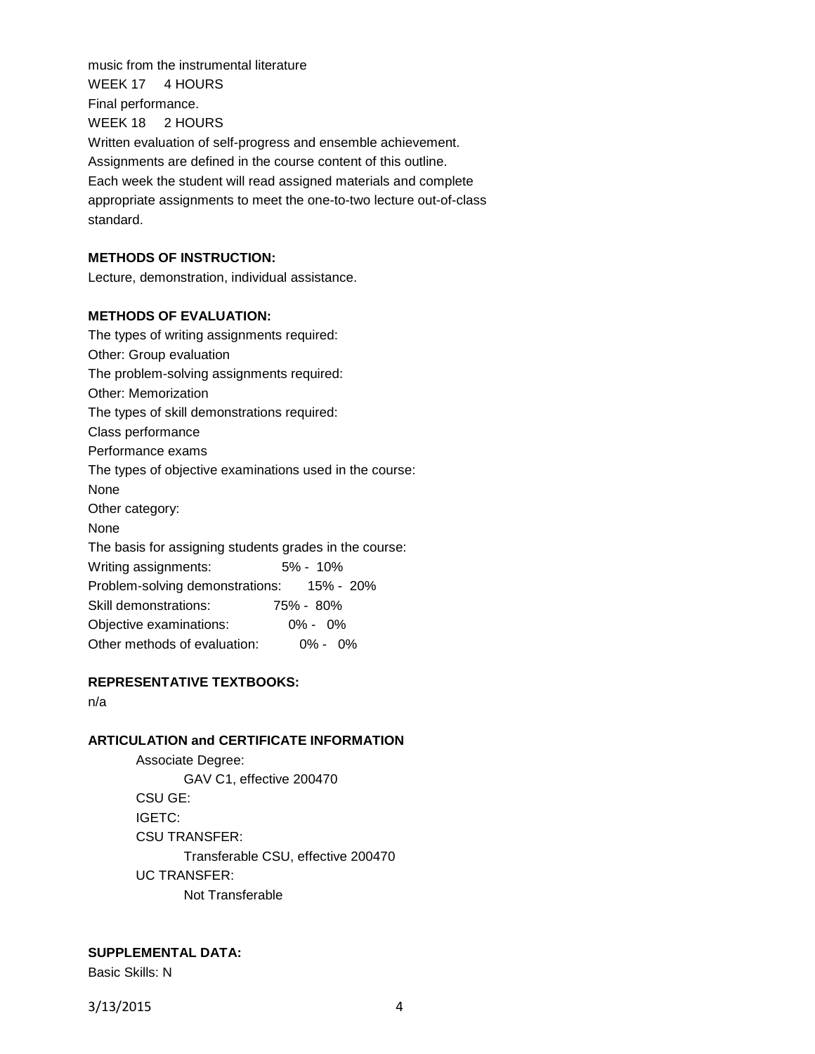music from the instrumental literature

WEEK 17 4 HOURS

Final performance.

WEEK 18 2 HOURS

Written evaluation of self-progress and ensemble achievement.

Assignments are defined in the course content of this outline.

Each week the student will read assigned materials and complete appropriate assignments to meet the one-to-two lecture out-of-class standard.

**METHODS OF INSTRUCTION:**

Lecture, demonstration, individual assistance.

**METHODS OF EVALUATION:**

The types of writing assignments required:

Other: Group evaluation

The problem-solving assignments required:

Other: Memorization

The types of skill demonstrations required:

Class performance

Performance exams

The types of objective examinations used in the course:

None

Other category:

None

The basis for assigning students grades in the course:

Writing assignments: 5% - 10%

Problem-solving demonstrations: 15% - 20%

Skill demonstrations: 75% - 80%

Objective examinations: 0% - 0%

Other methods of evaluation: 0% - 0%

**REPRESENTATIVE TEXTBOOKS:**

n/a

**ARTICULATION and CERTIFICATE INFORMATION**

Associate Degree:
    GAV C1, effective 200470

CSU GE:

IGETC:

CSU TRANSFER:
    Transferable CSU, effective 200470

UC TRANSFER:
    Not Transferable

**SUPPLEMENTAL DATA:**

Basic Skills: N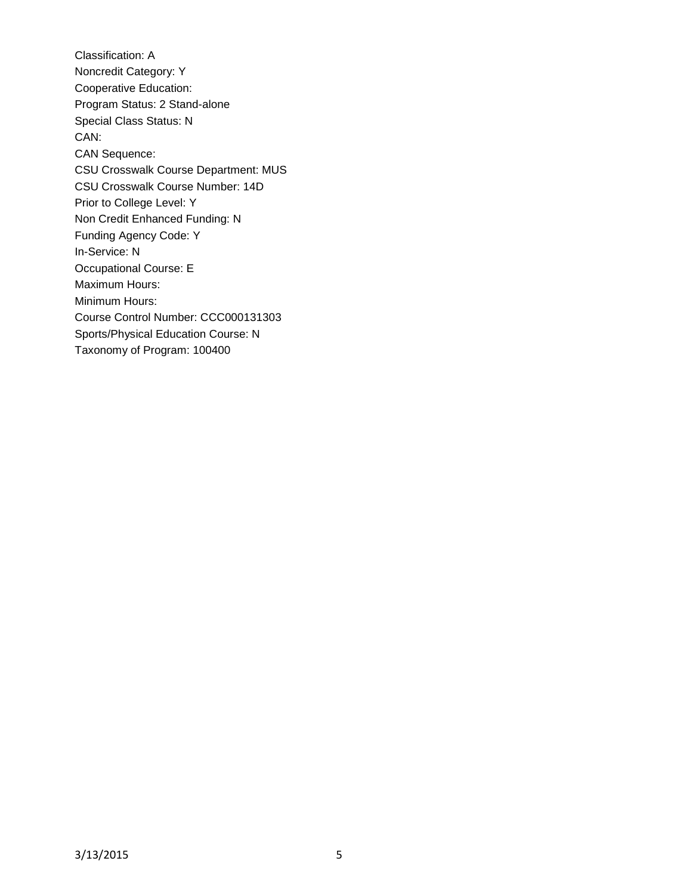Classification: A
Noncredit Category: Y
Cooperative Education:
Program Status: 2 Stand-alone
Special Class Status: N
CAN:
CAN Sequence:
CSU Crosswalk Course Department: MUS
CSU Crosswalk Course Number: 14D
Prior to College Level: Y
Non Credit Enhanced Funding: N
Funding Agency Code: Y
In-Service: N
Occupational Course: E
Maximum Hours:
Minimum Hours:
Course Control Number: CCC000131303
Sports/Physical Education Course: N
Taxonomy of Program: 100400